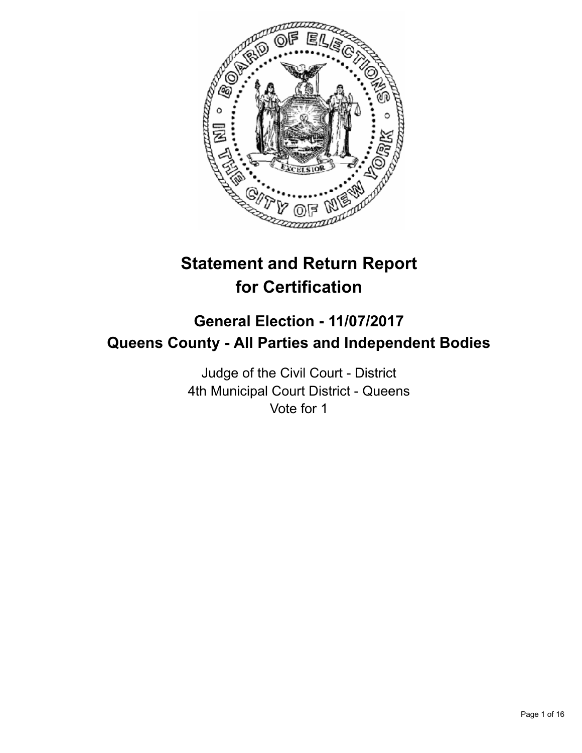# Statement and Return Report for Certification

## General Election - 11/07/2017
## Queens County - All Parties and Independent Bodies

Judge of the Civil Court - District
4th Municipal Court District - Queens
Vote for 1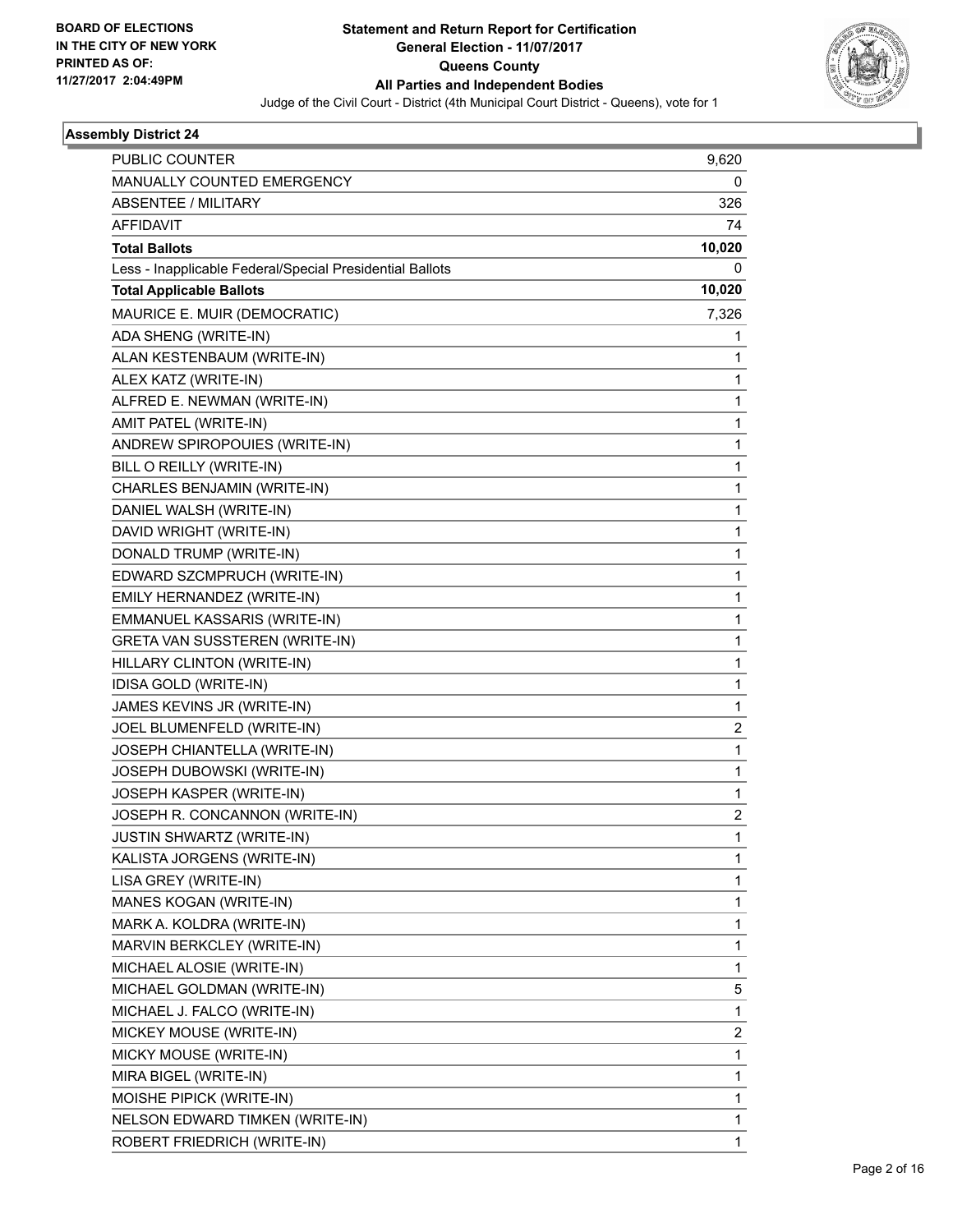**BOARD OF ELECTIONS IN THE CITY OF NEW YORK PRINTED AS OF: 11/27/2017 2:04:49PM**

# Statement and Return Report for Certification
## General Election - 11/07/2017
## Queens County
## All Parties and Independent Bodies

Judge of the Civil Court - District (4th Municipal Court District - Queens), vote for 1

### Assembly District 24

| | |
|---|---|
| PUBLIC COUNTER | 9,620 |
| MANUALLY COUNTED EMERGENCY | 0 |
| ABSENTEE / MILITARY | 326 |
| AFFIDAVIT | 74 |
| **Total Ballots** | **10,020** |
| Less - Inapplicable Federal/Special Presidential Ballots | 0 |
| **Total Applicable Ballots** | **10,020** |
| MAURICE E. MUIR (DEMOCRATIC) | 7,326 |
| ADA SHENG (WRITE-IN) | 1 |
| ALAN KESTENBAUM (WRITE-IN) | 1 |
| ALEX KATZ (WRITE-IN) | 1 |
| ALFRED E. NEWMAN (WRITE-IN) | 1 |
| AMIT PATEL (WRITE-IN) | 1 |
| ANDREW SPIROPOUIES (WRITE-IN) | 1 |
| BILL O REILLY (WRITE-IN) | 1 |
| CHARLES BENJAMIN (WRITE-IN) | 1 |
| DANIEL WALSH (WRITE-IN) | 1 |
| DAVID WRIGHT (WRITE-IN) | 1 |
| DONALD TRUMP (WRITE-IN) | 1 |
| EDWARD SZCMPRUCH (WRITE-IN) | 1 |
| EMILY HERNANDEZ (WRITE-IN) | 1 |
| EMMANUEL KASSARIS (WRITE-IN) | 1 |
| GRETA VAN SUSSTEREN (WRITE-IN) | 1 |
| HILLARY CLINTON (WRITE-IN) | 1 |
| IDISA GOLD (WRITE-IN) | 1 |
| JAMES KEVINS JR (WRITE-IN) | 1 |
| JOEL BLUMENFELD (WRITE-IN) | 2 |
| JOSEPH CHIANTELLA (WRITE-IN) | 1 |
| JOSEPH DUBOWSKI (WRITE-IN) | 1 |
| JOSEPH KASPER (WRITE-IN) | 1 |
| JOSEPH R. CONCANNON (WRITE-IN) | 2 |
| JUSTIN SHWARTZ (WRITE-IN) | 1 |
| KALISTA JORGENS (WRITE-IN) | 1 |
| LISA GREY (WRITE-IN) | 1 |
| MANES KOGAN (WRITE-IN) | 1 |
| MARK A. KOLDRA (WRITE-IN) | 1 |
| MARVIN BERKCLEY (WRITE-IN) | 1 |
| MICHAEL ALOSIE (WRITE-IN) | 1 |
| MICHAEL GOLDMAN (WRITE-IN) | 5 |
| MICHAEL J. FALCO (WRITE-IN) | 1 |
| MICKEY MOUSE (WRITE-IN) | 2 |
| MICKY MOUSE (WRITE-IN) | 1 |
| MIRA BIGEL (WRITE-IN) | 1 |
| MOISHE PIPICK (WRITE-IN) | 1 |
| NELSON EDWARD TIMKEN (WRITE-IN) | 1 |
| ROBERT FRIEDRICH (WRITE-IN) | 1 |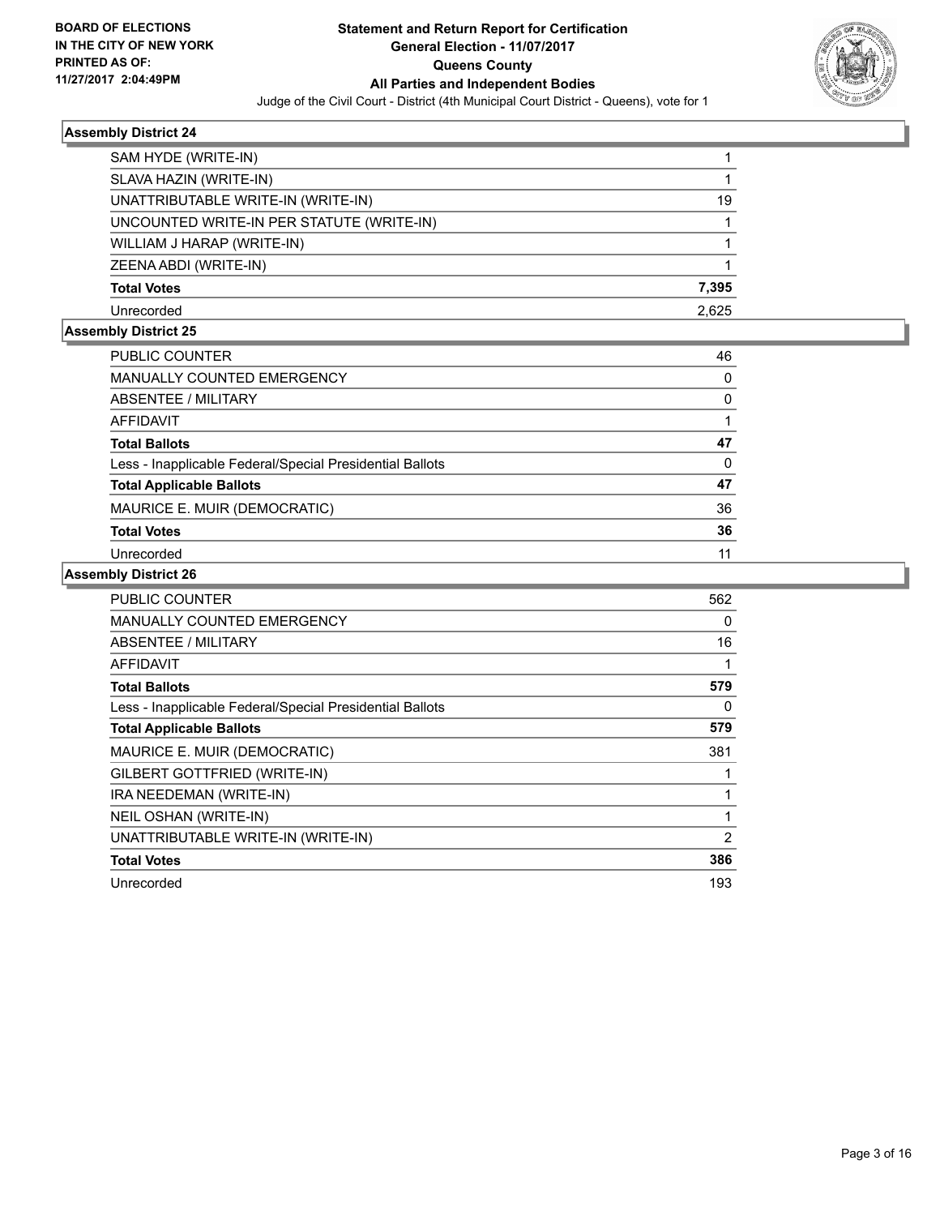**BOARD OF ELECTIONS IN THE CITY OF NEW YORK PRINTED AS OF: 11/27/2017 2:04:49PM**

# Statement and Return Report for Certification
## General Election - 11/07/2017
## Queens County
## All Parties and Independent Bodies

Judge of the Civil Court - District (4th Municipal Court District - Queens), vote for 1

### Assembly District 24

| | |
|---|---|
| SAM HYDE (WRITE-IN) | 1 |
| SLAVA HAZIN (WRITE-IN) | 1 |
| UNATTRIBUTABLE WRITE-IN (WRITE-IN) | 19 |
| UNCOUNTED WRITE-IN PER STATUTE (WRITE-IN) | 1 |
| WILLIAM J HARAP (WRITE-IN) | 1 |
| ZEENA ABDI (WRITE-IN) | 1 |
| **Total Votes** | **7,395** |
| Unrecorded | 2,625 |

### Assembly District 25

| | |
|---|---|
| PUBLIC COUNTER | 46 |
| MANUALLY COUNTED EMERGENCY | 0 |
| ABSENTEE / MILITARY | 0 |
| AFFIDAVIT | 1 |
| **Total Ballots** | **47** |
| Less - Inapplicable Federal/Special Presidential Ballots | 0 |
| **Total Applicable Ballots** | **47** |
| MAURICE E. MUIR (DEMOCRATIC) | 36 |
| **Total Votes** | **36** |
| Unrecorded | 11 |

### Assembly District 26

| | |
|---|---|
| PUBLIC COUNTER | 562 |
| MANUALLY COUNTED EMERGENCY | 0 |
| ABSENTEE / MILITARY | 16 |
| AFFIDAVIT | 1 |
| **Total Ballots** | **579** |
| Less - Inapplicable Federal/Special Presidential Ballots | 0 |
| **Total Applicable Ballots** | **579** |
| MAURICE E. MUIR (DEMOCRATIC) | 381 |
| GILBERT GOTTFRIED (WRITE-IN) | 1 |
| IRA NEEDEMAN (WRITE-IN) | 1 |
| NEIL OSHAN (WRITE-IN) | 1 |
| UNATTRIBUTABLE WRITE-IN (WRITE-IN) | 2 |
| **Total Votes** | **386** |
| Unrecorded | 193 |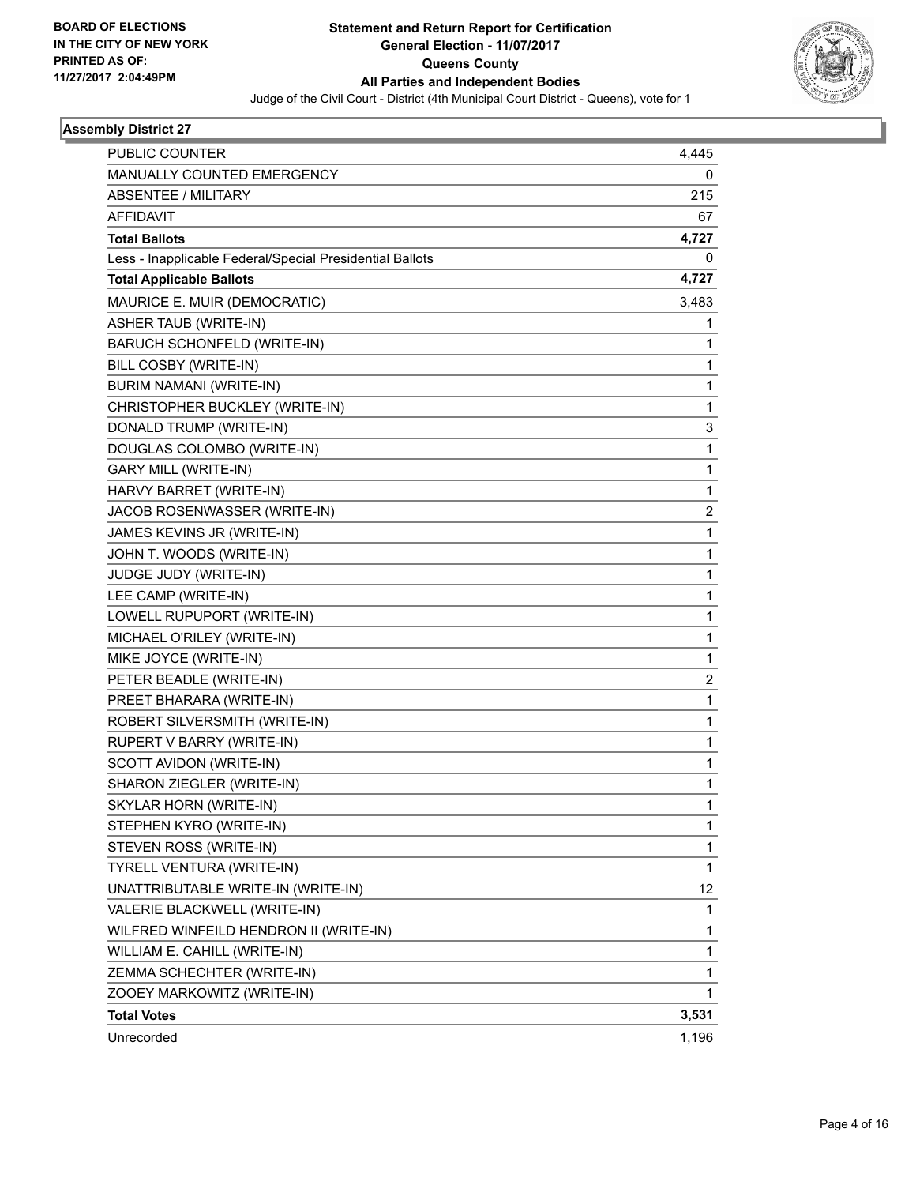**BOARD OF ELECTIONS IN THE CITY OF NEW YORK PRINTED AS OF: 11/27/2017 2:04:49PM**

# Statement and Return Report for Certification
## General Election - 11/07/2017
## Queens County
## All Parties and Independent Bodies

Judge of the Civil Court - District (4th Municipal Court District - Queens), vote for 1

### Assembly District 27

| | |
|---|---|
| PUBLIC COUNTER | 4,445 |
| MANUALLY COUNTED EMERGENCY | 0 |
| ABSENTEE / MILITARY | 215 |
| AFFIDAVIT | 67 |
| **Total Ballots** | **4,727** |
| Less - Inapplicable Federal/Special Presidential Ballots | 0 |
| **Total Applicable Ballots** | **4,727** |
| MAURICE E. MUIR (DEMOCRATIC) | 3,483 |
| ASHER TAUB (WRITE-IN) | 1 |
| BARUCH SCHONFELD (WRITE-IN) | 1 |
| BILL COSBY (WRITE-IN) | 1 |
| BURIM NAMANI (WRITE-IN) | 1 |
| CHRISTOPHER BUCKLEY (WRITE-IN) | 1 |
| DONALD TRUMP (WRITE-IN) | 3 |
| DOUGLAS COLOMBO (WRITE-IN) | 1 |
| GARY MILL (WRITE-IN) | 1 |
| HARVY BARRET (WRITE-IN) | 1 |
| JACOB ROSENWASSER (WRITE-IN) | 2 |
| JAMES KEVINS JR (WRITE-IN) | 1 |
| JOHN T. WOODS (WRITE-IN) | 1 |
| JUDGE JUDY (WRITE-IN) | 1 |
| LEE CAMP (WRITE-IN) | 1 |
| LOWELL RUPUPORT (WRITE-IN) | 1 |
| MICHAEL O'RILEY (WRITE-IN) | 1 |
| MIKE JOYCE (WRITE-IN) | 1 |
| PETER BEADLE (WRITE-IN) | 2 |
| PREET BHARARA (WRITE-IN) | 1 |
| ROBERT SILVERSMITH (WRITE-IN) | 1 |
| RUPERT V BARRY (WRITE-IN) | 1 |
| SCOTT AVIDON (WRITE-IN) | 1 |
| SHARON ZIEGLER (WRITE-IN) | 1 |
| SKYLAR HORN (WRITE-IN) | 1 |
| STEPHEN KYRO (WRITE-IN) | 1 |
| STEVEN ROSS (WRITE-IN) | 1 |
| TYRELL VENTURA (WRITE-IN) | 1 |
| UNATTRIBUTABLE WRITE-IN (WRITE-IN) | 12 |
| VALERIE BLACKWELL (WRITE-IN) | 1 |
| WILFRED WINFEILD HENDRON II (WRITE-IN) | 1 |
| WILLIAM E. CAHILL (WRITE-IN) | 1 |
| ZEMMA SCHECHTER (WRITE-IN) | 1 |
| ZOOEY MARKOWITZ (WRITE-IN) | 1 |
| **Total Votes** | **3,531** |
| Unrecorded | 1,196 |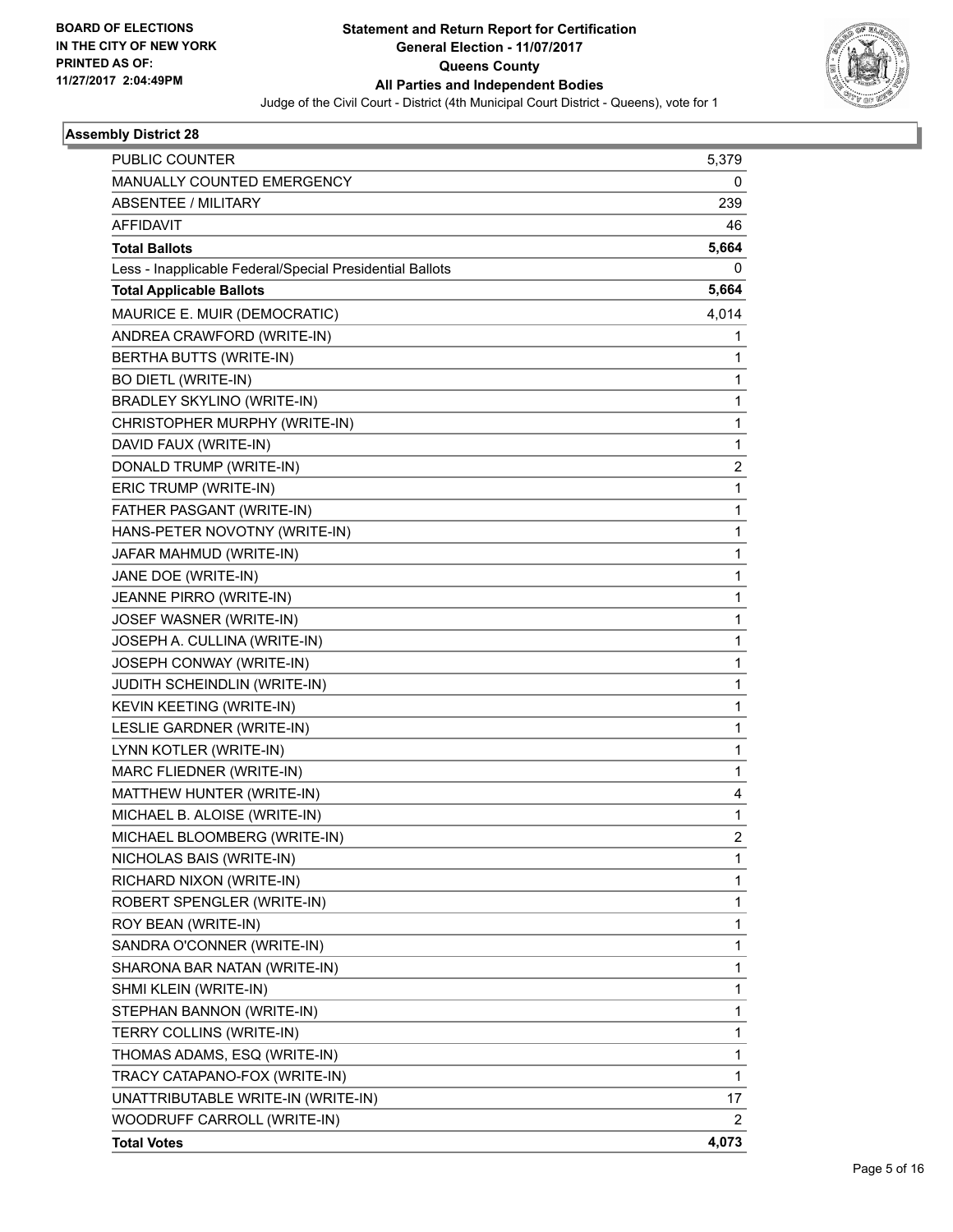BOARD OF ELECTIONS
IN THE CITY OF NEW YORK
PRINTED AS OF:
11/27/2017 2:04:49PM

# Statement and Return Report for Certification
## General Election - 11/07/2017
## Queens County
## All Parties and Independent Bodies
Judge of the Civil Court - District (4th Municipal Court District - Queens), vote for 1

### Assembly District 28

| | |
|---|---|
| PUBLIC COUNTER | 5,379 |
| MANUALLY COUNTED EMERGENCY | 0 |
| ABSENTEE / MILITARY | 239 |
| AFFIDAVIT | 46 |
| **Total Ballots** | **5,664** |
| Less - Inapplicable Federal/Special Presidential Ballots | 0 |
| **Total Applicable Ballots** | **5,664** |
| MAURICE E. MUIR (DEMOCRATIC) | 4,014 |
| ANDREA CRAWFORD (WRITE-IN) | 1 |
| BERTHA BUTTS (WRITE-IN) | 1 |
| BO DIETL (WRITE-IN) | 1 |
| BRADLEY SKYLINO (WRITE-IN) | 1 |
| CHRISTOPHER MURPHY (WRITE-IN) | 1 |
| DAVID FAUX (WRITE-IN) | 1 |
| DONALD TRUMP (WRITE-IN) | 2 |
| ERIC TRUMP (WRITE-IN) | 1 |
| FATHER PASGANT (WRITE-IN) | 1 |
| HANS-PETER NOVOTNY (WRITE-IN) | 1 |
| JAFAR MAHMUD (WRITE-IN) | 1 |
| JANE DOE (WRITE-IN) | 1 |
| JEANNE PIRRO (WRITE-IN) | 1 |
| JOSEF WASNER (WRITE-IN) | 1 |
| JOSEPH A. CULLINA (WRITE-IN) | 1 |
| JOSEPH CONWAY (WRITE-IN) | 1 |
| JUDITH SCHEINDLIN (WRITE-IN) | 1 |
| KEVIN KEETING (WRITE-IN) | 1 |
| LESLIE GARDNER (WRITE-IN) | 1 |
| LYNN KOTLER (WRITE-IN) | 1 |
| MARC FLIEDNER (WRITE-IN) | 1 |
| MATTHEW HUNTER (WRITE-IN) | 4 |
| MICHAEL B. ALOISE (WRITE-IN) | 1 |
| MICHAEL BLOOMBERG (WRITE-IN) | 2 |
| NICHOLAS BAIS (WRITE-IN) | 1 |
| RICHARD NIXON (WRITE-IN) | 1 |
| ROBERT SPENGLER (WRITE-IN) | 1 |
| ROY BEAN (WRITE-IN) | 1 |
| SANDRA O'CONNER (WRITE-IN) | 1 |
| SHARONA BAR NATAN (WRITE-IN) | 1 |
| SHMI KLEIN (WRITE-IN) | 1 |
| STEPHAN BANNON (WRITE-IN) | 1 |
| TERRY COLLINS (WRITE-IN) | 1 |
| THOMAS ADAMS, ESQ (WRITE-IN) | 1 |
| TRACY CATAPANO-FOX (WRITE-IN) | 1 |
| UNATTRIBUTABLE WRITE-IN (WRITE-IN) | 17 |
| WOODRUFF CARROLL (WRITE-IN) | 2 |
| **Total Votes** | **4,073** |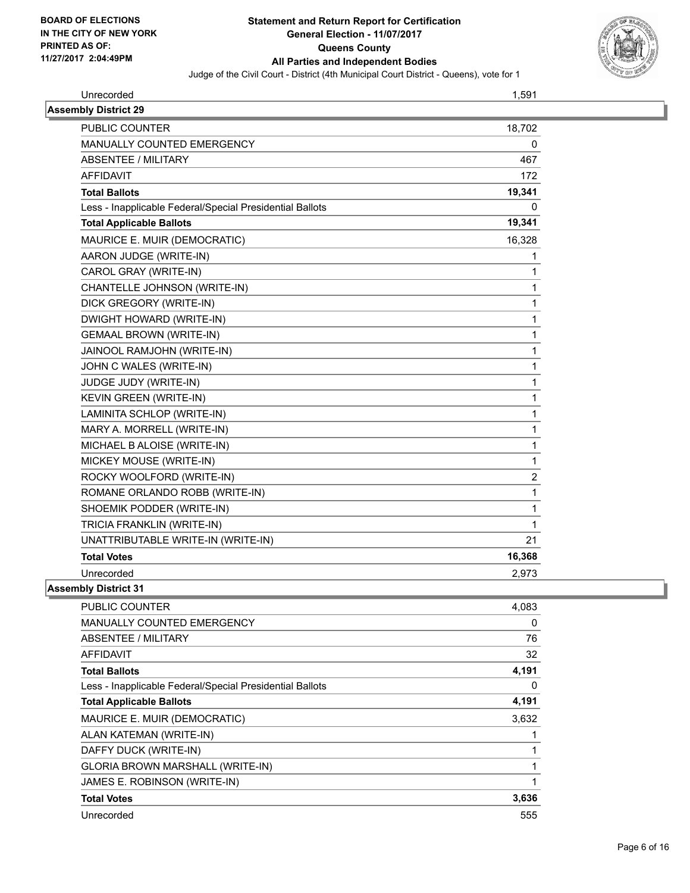| | |
|---|---|
| Unrecorded | 1,591 |

**Assembly District 29**

| | |
|---|---|
| PUBLIC COUNTER | 18,702 |
| MANUALLY COUNTED EMERGENCY | 0 |
| ABSENTEE / MILITARY | 467 |
| AFFIDAVIT | 172 |
| **Total Ballots** | **19,341** |
| Less - Inapplicable Federal/Special Presidential Ballots | 0 |
| **Total Applicable Ballots** | **19,341** |
| MAURICE E. MUIR (DEMOCRATIC) | 16,328 |
| AARON JUDGE (WRITE-IN) | 1 |
| CAROL GRAY (WRITE-IN) | 1 |
| CHANTELLE JOHNSON (WRITE-IN) | 1 |
| DICK GREGORY (WRITE-IN) | 1 |
| DWIGHT HOWARD (WRITE-IN) | 1 |
| GEMAAL BROWN (WRITE-IN) | 1 |
| JAINOOL RAMJOHN (WRITE-IN) | 1 |
| JOHN C WALES (WRITE-IN) | 1 |
| JUDGE JUDY (WRITE-IN) | 1 |
| KEVIN GREEN (WRITE-IN) | 1 |
| LAMINITA SCHLOP (WRITE-IN) | 1 |
| MARY A. MORRELL (WRITE-IN) | 1 |
| MICHAEL B ALOISE (WRITE-IN) | 1 |
| MICKEY MOUSE (WRITE-IN) | 1 |
| ROCKY WOOLFORD (WRITE-IN) | 2 |
| ROMANE ORLANDO ROBB (WRITE-IN) | 1 |
| SHOEMIK PODDER (WRITE-IN) | 1 |
| TRICIA FRANKLIN (WRITE-IN) | 1 |
| UNATTRIBUTABLE WRITE-IN (WRITE-IN) | 21 |
| **Total Votes** | **16,368** |
| Unrecorded | 2,973 |

**Assembly District 31**

| | |
|---|---|
| PUBLIC COUNTER | 4,083 |
| MANUALLY COUNTED EMERGENCY | 0 |
| ABSENTEE / MILITARY | 76 |
| AFFIDAVIT | 32 |
| **Total Ballots** | **4,191** |
| Less - Inapplicable Federal/Special Presidential Ballots | 0 |
| **Total Applicable Ballots** | **4,191** |
| MAURICE E. MUIR (DEMOCRATIC) | 3,632 |
| ALAN KATEMAN (WRITE-IN) | 1 |
| DAFFY DUCK (WRITE-IN) | 1 |
| GLORIA BROWN MARSHALL (WRITE-IN) | 1 |
| JAMES E. ROBINSON (WRITE-IN) | 1 |
| **Total Votes** | **3,636** |
| Unrecorded | 555 |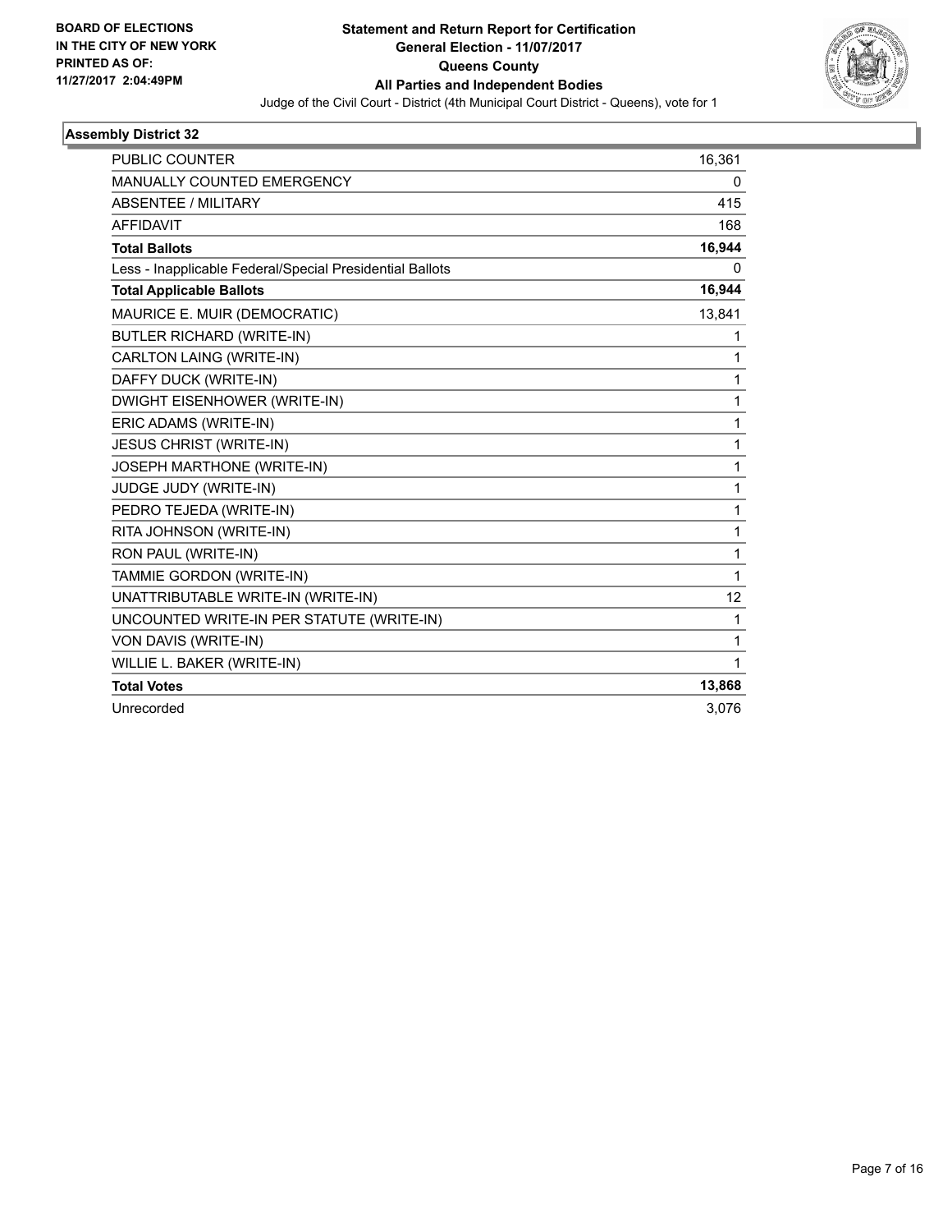BOARD OF ELECTIONS
IN THE CITY OF NEW YORK
PRINTED AS OF:
11/27/2017 2:04:49PM

**Statement and Return Report for Certification**
**General Election - 11/07/2017**
**Queens County**
**All Parties and Independent Bodies**
Judge of the Civil Court - District (4th Municipal Court District - Queens), vote for 1

### Assembly District 32

| | |
|---|---|
| PUBLIC COUNTER | 16,361 |
| MANUALLY COUNTED EMERGENCY | 0 |
| ABSENTEE / MILITARY | 415 |
| AFFIDAVIT | 168 |
| **Total Ballots** | **16,944** |
| Less - Inapplicable Federal/Special Presidential Ballots | 0 |
| **Total Applicable Ballots** | **16,944** |
| MAURICE E. MUIR (DEMOCRATIC) | 13,841 |
| BUTLER RICHARD (WRITE-IN) | 1 |
| CARLTON LAING (WRITE-IN) | 1 |
| DAFFY DUCK (WRITE-IN) | 1 |
| DWIGHT EISENHOWER (WRITE-IN) | 1 |
| ERIC ADAMS (WRITE-IN) | 1 |
| JESUS CHRIST (WRITE-IN) | 1 |
| JOSEPH MARTHONE (WRITE-IN) | 1 |
| JUDGE JUDY (WRITE-IN) | 1 |
| PEDRO TEJEDA (WRITE-IN) | 1 |
| RITA JOHNSON (WRITE-IN) | 1 |
| RON PAUL (WRITE-IN) | 1 |
| TAMMIE GORDON (WRITE-IN) | 1 |
| UNATTRIBUTABLE WRITE-IN (WRITE-IN) | 12 |
| UNCOUNTED WRITE-IN PER STATUTE (WRITE-IN) | 1 |
| VON DAVIS (WRITE-IN) | 1 |
| WILLIE L. BAKER (WRITE-IN) | 1 |
| **Total Votes** | **13,868** |
| Unrecorded | 3,076 |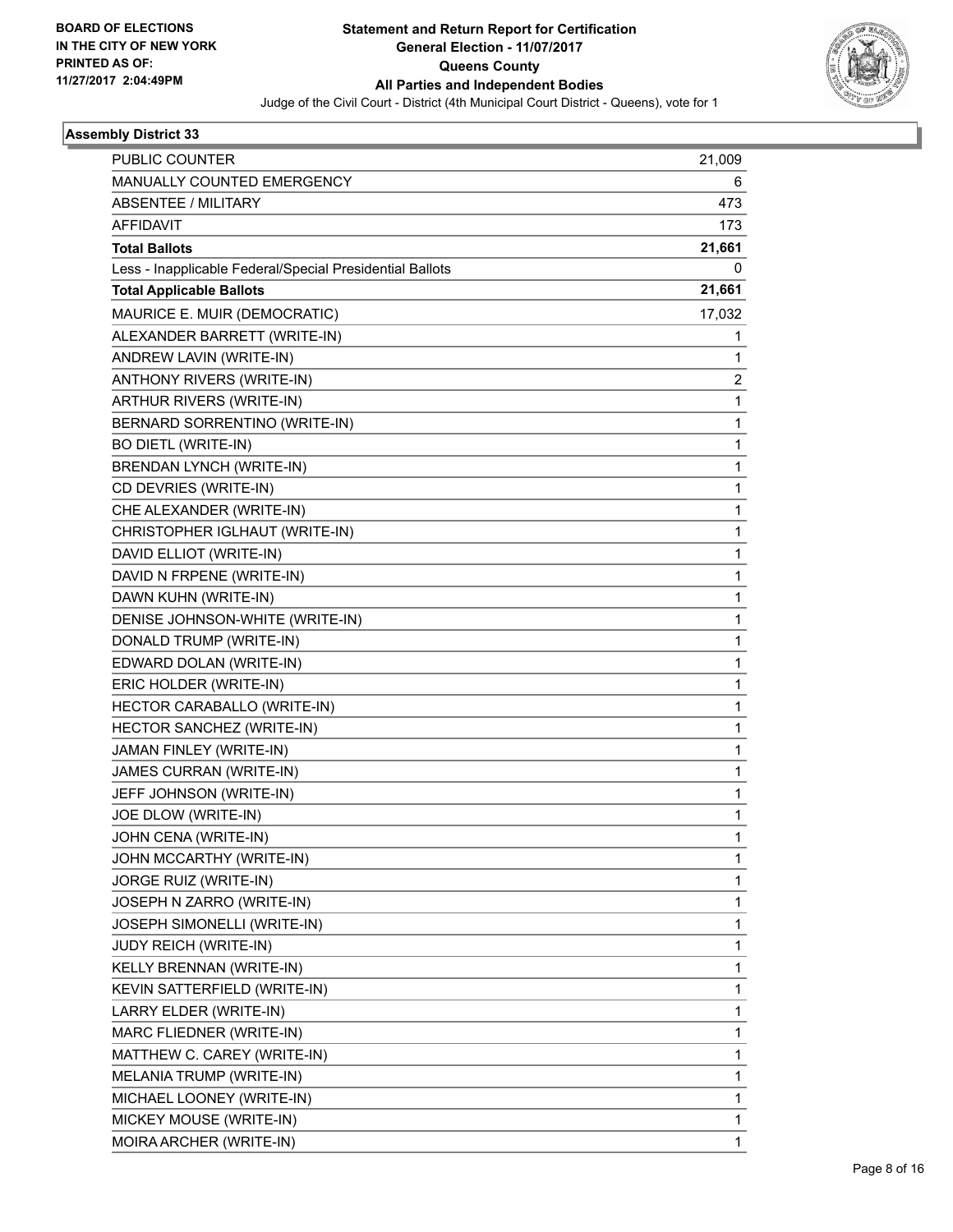BOARD OF ELECTIONS
IN THE CITY OF NEW YORK
PRINTED AS OF:
11/27/2017 2:04:49PM

# Statement and Return Report for Certification
## General Election - 11/07/2017
## Queens County
## All Parties and Independent Bodies
Judge of the Civil Court - District (4th Municipal Court District - Queens), vote for 1

### Assembly District 33

| | |
|---|---|
| PUBLIC COUNTER | 21,009 |
| MANUALLY COUNTED EMERGENCY | 6 |
| ABSENTEE / MILITARY | 473 |
| AFFIDAVIT | 173 |
| **Total Ballots** | **21,661** |
| Less - Inapplicable Federal/Special Presidential Ballots | 0 |
| **Total Applicable Ballots** | **21,661** |
| MAURICE E. MUIR (DEMOCRATIC) | 17,032 |
| ALEXANDER BARRETT (WRITE-IN) | 1 |
| ANDREW LAVIN (WRITE-IN) | 1 |
| ANTHONY RIVERS (WRITE-IN) | 2 |
| ARTHUR RIVERS (WRITE-IN) | 1 |
| BERNARD SORRENTINO (WRITE-IN) | 1 |
| BO DIETL (WRITE-IN) | 1 |
| BRENDAN LYNCH (WRITE-IN) | 1 |
| CD DEVRIES (WRITE-IN) | 1 |
| CHE ALEXANDER (WRITE-IN) | 1 |
| CHRISTOPHER IGLHAUT (WRITE-IN) | 1 |
| DAVID ELLIOT (WRITE-IN) | 1 |
| DAVID N FRPENE (WRITE-IN) | 1 |
| DAWN KUHN (WRITE-IN) | 1 |
| DENISE JOHNSON-WHITE (WRITE-IN) | 1 |
| DONALD TRUMP (WRITE-IN) | 1 |
| EDWARD DOLAN (WRITE-IN) | 1 |
| ERIC HOLDER (WRITE-IN) | 1 |
| HECTOR CARABALLO (WRITE-IN) | 1 |
| HECTOR SANCHEZ (WRITE-IN) | 1 |
| JAMAN FINLEY (WRITE-IN) | 1 |
| JAMES CURRAN (WRITE-IN) | 1 |
| JEFF JOHNSON (WRITE-IN) | 1 |
| JOE DLOW (WRITE-IN) | 1 |
| JOHN CENA (WRITE-IN) | 1 |
| JOHN MCCARTHY (WRITE-IN) | 1 |
| JORGE RUIZ (WRITE-IN) | 1 |
| JOSEPH N ZARRO (WRITE-IN) | 1 |
| JOSEPH SIMONELLI (WRITE-IN) | 1 |
| JUDY REICH (WRITE-IN) | 1 |
| KELLY BRENNAN (WRITE-IN) | 1 |
| KEVIN SATTERFIELD (WRITE-IN) | 1 |
| LARRY ELDER (WRITE-IN) | 1 |
| MARC FLIEDNER (WRITE-IN) | 1 |
| MATTHEW C. CAREY (WRITE-IN) | 1 |
| MELANIA TRUMP (WRITE-IN) | 1 |
| MICHAEL LOONEY (WRITE-IN) | 1 |
| MICKEY MOUSE (WRITE-IN) | 1 |
| MOIRA ARCHER (WRITE-IN) | 1 |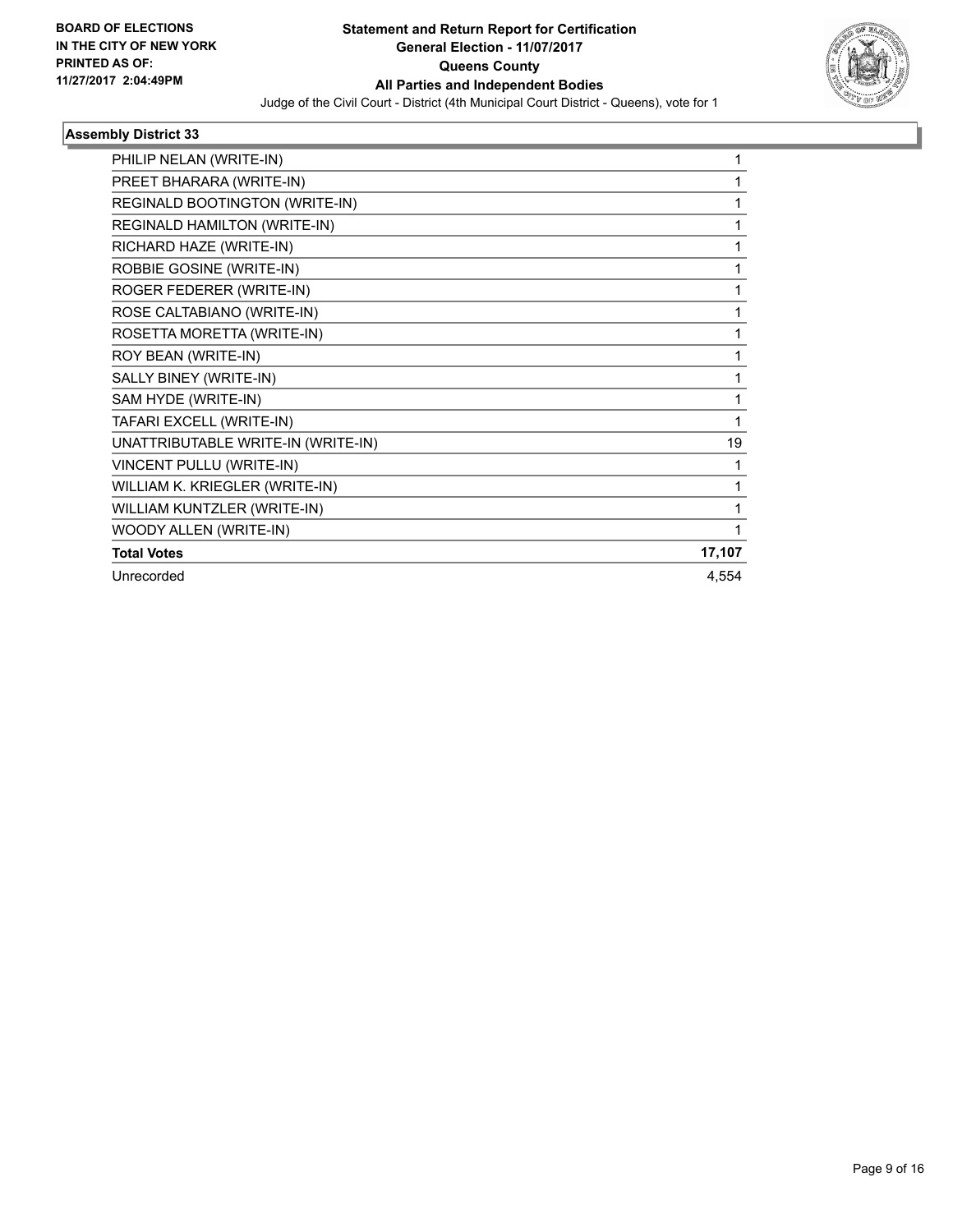**BOARD OF ELECTIONS IN THE CITY OF NEW YORK PRINTED AS OF: 11/27/2017 2:04:49PM**

**Statement and Return Report for Certification General Election - 11/07/2017 Queens County All Parties and Independent Bodies**

Judge of the Civil Court - District (4th Municipal Court District - Queens), vote for 1

### Assembly District 33

| | |
|---|---|
| PHILIP NELAN (WRITE-IN) | 1 |
| PREET BHARARA (WRITE-IN) | 1 |
| REGINALD BOOTINGTON (WRITE-IN) | 1 |
| REGINALD HAMILTON (WRITE-IN) | 1 |
| RICHARD HAZE (WRITE-IN) | 1 |
| ROBBIE GOSINE (WRITE-IN) | 1 |
| ROGER FEDERER (WRITE-IN) | 1 |
| ROSE CALTABIANO (WRITE-IN) | 1 |
| ROSETTA MORETTA (WRITE-IN) | 1 |
| ROY BEAN (WRITE-IN) | 1 |
| SALLY BINEY (WRITE-IN) | 1 |
| SAM HYDE (WRITE-IN) | 1 |
| TAFARI EXCELL (WRITE-IN) | 1 |
| UNATTRIBUTABLE WRITE-IN (WRITE-IN) | 19 |
| VINCENT PULLU (WRITE-IN) | 1 |
| WILLIAM K. KRIEGLER (WRITE-IN) | 1 |
| WILLIAM KUNTZLER (WRITE-IN) | 1 |
| WOODY ALLEN (WRITE-IN) | 1 |
| **Total Votes** | **17,107** |
| Unrecorded | 4,554 |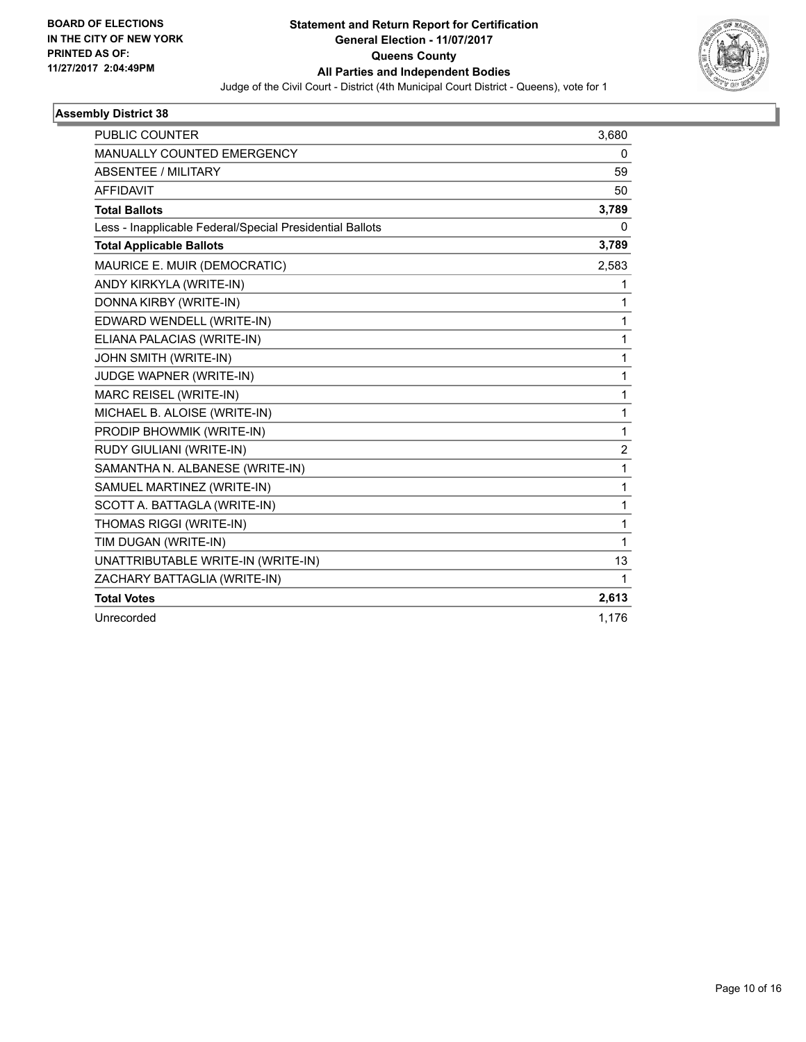**BOARD OF ELECTIONS IN THE CITY OF NEW YORK PRINTED AS OF: 11/27/2017 2:04:49PM**

# Statement and Return Report for Certification
## General Election - 11/07/2017
## Queens County
## All Parties and Independent Bodies

Judge of the Civil Court - District (4th Municipal Court District - Queens), vote for 1

### Assembly District 38

| | |
|---|---|
| PUBLIC COUNTER | 3,680 |
| MANUALLY COUNTED EMERGENCY | 0 |
| ABSENTEE / MILITARY | 59 |
| AFFIDAVIT | 50 |
| **Total Ballots** | **3,789** |
| Less - Inapplicable Federal/Special Presidential Ballots | 0 |
| **Total Applicable Ballots** | **3,789** |
| MAURICE E. MUIR (DEMOCRATIC) | 2,583 |
| ANDY KIRKYLA (WRITE-IN) | 1 |
| DONNA KIRBY (WRITE-IN) | 1 |
| EDWARD WENDELL (WRITE-IN) | 1 |
| ELIANA PALACIAS (WRITE-IN) | 1 |
| JOHN SMITH (WRITE-IN) | 1 |
| JUDGE WAPNER (WRITE-IN) | 1 |
| MARC REISEL (WRITE-IN) | 1 |
| MICHAEL B. ALOISE (WRITE-IN) | 1 |
| PRODIP BHOWMIK (WRITE-IN) | 1 |
| RUDY GIULIANI (WRITE-IN) | 2 |
| SAMANTHA N. ALBANESE (WRITE-IN) | 1 |
| SAMUEL MARTINEZ (WRITE-IN) | 1 |
| SCOTT A. BATTAGLA (WRITE-IN) | 1 |
| THOMAS RIGGI (WRITE-IN) | 1 |
| TIM DUGAN (WRITE-IN) | 1 |
| UNATTRIBUTABLE WRITE-IN (WRITE-IN) | 13 |
| ZACHARY BATTAGLIA (WRITE-IN) | 1 |
| **Total Votes** | **2,613** |
| Unrecorded | 1,176 |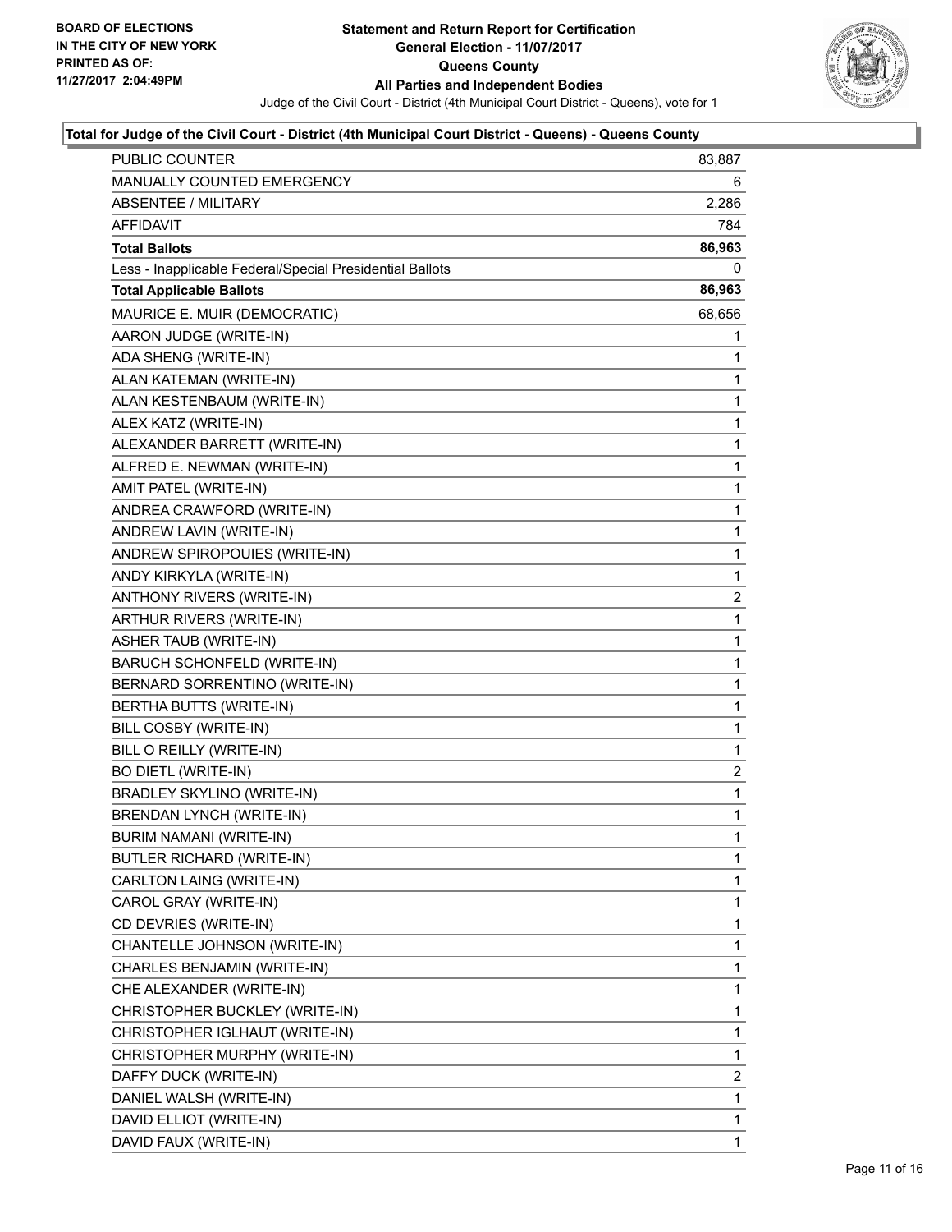**BOARD OF ELECTIONS IN THE CITY OF NEW YORK PRINTED AS OF: 11/27/2017 2:04:49PM**

**Statement and Return Report for Certification**
**General Election - 11/07/2017**
**Queens County**
**All Parties and Independent Bodies**
Judge of the Civil Court - District (4th Municipal Court District - Queens), vote for 1

**Total for Judge of the Civil Court - District (4th Municipal Court District - Queens) - Queens County**

| | |
|---|---|
| PUBLIC COUNTER | 83,887 |
| MANUALLY COUNTED EMERGENCY | 6 |
| ABSENTEE / MILITARY | 2,286 |
| AFFIDAVIT | 784 |
| **Total Ballots** | **86,963** |
| Less - Inapplicable Federal/Special Presidential Ballots | 0 |
| **Total Applicable Ballots** | **86,963** |
| MAURICE E. MUIR (DEMOCRATIC) | 68,656 |
| AARON JUDGE (WRITE-IN) | 1 |
| ADA SHENG (WRITE-IN) | 1 |
| ALAN KATEMAN (WRITE-IN) | 1 |
| ALAN KESTENBAUM (WRITE-IN) | 1 |
| ALEX KATZ (WRITE-IN) | 1 |
| ALEXANDER BARRETT (WRITE-IN) | 1 |
| ALFRED E. NEWMAN (WRITE-IN) | 1 |
| AMIT PATEL (WRITE-IN) | 1 |
| ANDREA CRAWFORD (WRITE-IN) | 1 |
| ANDREW LAVIN (WRITE-IN) | 1 |
| ANDREW SPIROPOUIES (WRITE-IN) | 1 |
| ANDY KIRKYLA (WRITE-IN) | 1 |
| ANTHONY RIVERS (WRITE-IN) | 2 |
| ARTHUR RIVERS (WRITE-IN) | 1 |
| ASHER TAUB (WRITE-IN) | 1 |
| BARUCH SCHONFELD (WRITE-IN) | 1 |
| BERNARD SORRENTINO (WRITE-IN) | 1 |
| BERTHA BUTTS (WRITE-IN) | 1 |
| BILL COSBY (WRITE-IN) | 1 |
| BILL O REILLY (WRITE-IN) | 1 |
| BO DIETL (WRITE-IN) | 2 |
| BRADLEY SKYLINO (WRITE-IN) | 1 |
| BRENDAN LYNCH (WRITE-IN) | 1 |
| BURIM NAMANI (WRITE-IN) | 1 |
| BUTLER RICHARD (WRITE-IN) | 1 |
| CARLTON LAING (WRITE-IN) | 1 |
| CAROL GRAY (WRITE-IN) | 1 |
| CD DEVRIES (WRITE-IN) | 1 |
| CHANTELLE JOHNSON (WRITE-IN) | 1 |
| CHARLES BENJAMIN (WRITE-IN) | 1 |
| CHE ALEXANDER (WRITE-IN) | 1 |
| CHRISTOPHER BUCKLEY (WRITE-IN) | 1 |
| CHRISTOPHER IGLHAUT (WRITE-IN) | 1 |
| CHRISTOPHER MURPHY (WRITE-IN) | 1 |
| DAFFY DUCK (WRITE-IN) | 2 |
| DANIEL WALSH (WRITE-IN) | 1 |
| DAVID ELLIOT (WRITE-IN) | 1 |
| DAVID FAUX (WRITE-IN) | 1 |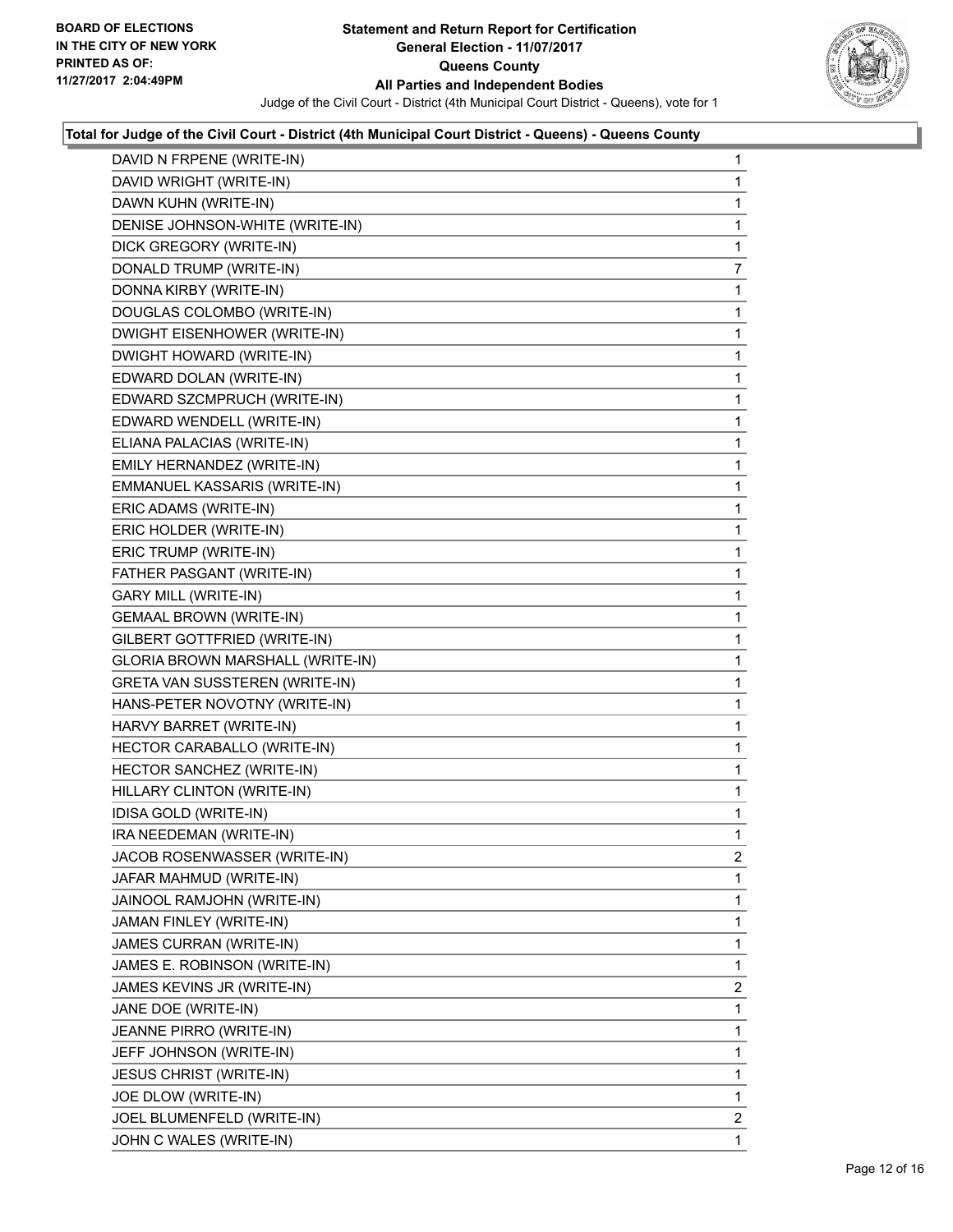**BOARD OF ELECTIONS IN THE CITY OF NEW YORK PRINTED AS OF: 11/27/2017 2:04:49PM**

# Statement and Return Report for Certification
## General Election - 11/07/2017
## Queens County
## All Parties and Independent Bodies

Judge of the Civil Court - District (4th Municipal Court District - Queens), vote for 1

### Total for Judge of the Civil Court - District (4th Municipal Court District - Queens) - Queens County

| Candidate | Votes |
|---|---|
| DAVID N FRPENE (WRITE-IN) | 1 |
| DAVID WRIGHT (WRITE-IN) | 1 |
| DAWN KUHN (WRITE-IN) | 1 |
| DENISE JOHNSON-WHITE (WRITE-IN) | 1 |
| DICK GREGORY (WRITE-IN) | 1 |
| DONALD TRUMP (WRITE-IN) | 7 |
| DONNA KIRBY (WRITE-IN) | 1 |
| DOUGLAS COLOMBO (WRITE-IN) | 1 |
| DWIGHT EISENHOWER (WRITE-IN) | 1 |
| DWIGHT HOWARD (WRITE-IN) | 1 |
| EDWARD DOLAN (WRITE-IN) | 1 |
| EDWARD SZCMPRUCH (WRITE-IN) | 1 |
| EDWARD WENDELL (WRITE-IN) | 1 |
| ELIANA PALACIAS (WRITE-IN) | 1 |
| EMILY HERNANDEZ (WRITE-IN) | 1 |
| EMMANUEL KASSARIS (WRITE-IN) | 1 |
| ERIC ADAMS (WRITE-IN) | 1 |
| ERIC HOLDER (WRITE-IN) | 1 |
| ERIC TRUMP (WRITE-IN) | 1 |
| FATHER PASGANT (WRITE-IN) | 1 |
| GARY MILL (WRITE-IN) | 1 |
| GEMAAL BROWN (WRITE-IN) | 1 |
| GILBERT GOTTFRIED (WRITE-IN) | 1 |
| GLORIA BROWN MARSHALL (WRITE-IN) | 1 |
| GRETA VAN SUSSTEREN (WRITE-IN) | 1 |
| HANS-PETER NOVOTNY (WRITE-IN) | 1 |
| HARVY BARRET (WRITE-IN) | 1 |
| HECTOR CARABALLO (WRITE-IN) | 1 |
| HECTOR SANCHEZ (WRITE-IN) | 1 |
| HILLARY CLINTON (WRITE-IN) | 1 |
| IDISA GOLD (WRITE-IN) | 1 |
| IRA NEEDEMAN (WRITE-IN) | 1 |
| JACOB ROSENWASSER (WRITE-IN) | 2 |
| JAFAR MAHMUD (WRITE-IN) | 1 |
| JAINOOL RAMJOHN (WRITE-IN) | 1 |
| JAMAN FINLEY (WRITE-IN) | 1 |
| JAMES CURRAN (WRITE-IN) | 1 |
| JAMES E. ROBINSON (WRITE-IN) | 1 |
| JAMES KEVINS JR (WRITE-IN) | 2 |
| JANE DOE (WRITE-IN) | 1 |
| JEANNE PIRRO (WRITE-IN) | 1 |
| JEFF JOHNSON (WRITE-IN) | 1 |
| JESUS CHRIST (WRITE-IN) | 1 |
| JOE DLOW (WRITE-IN) | 1 |
| JOEL BLUMENFELD (WRITE-IN) | 2 |
| JOHN C WALES (WRITE-IN) | 1 |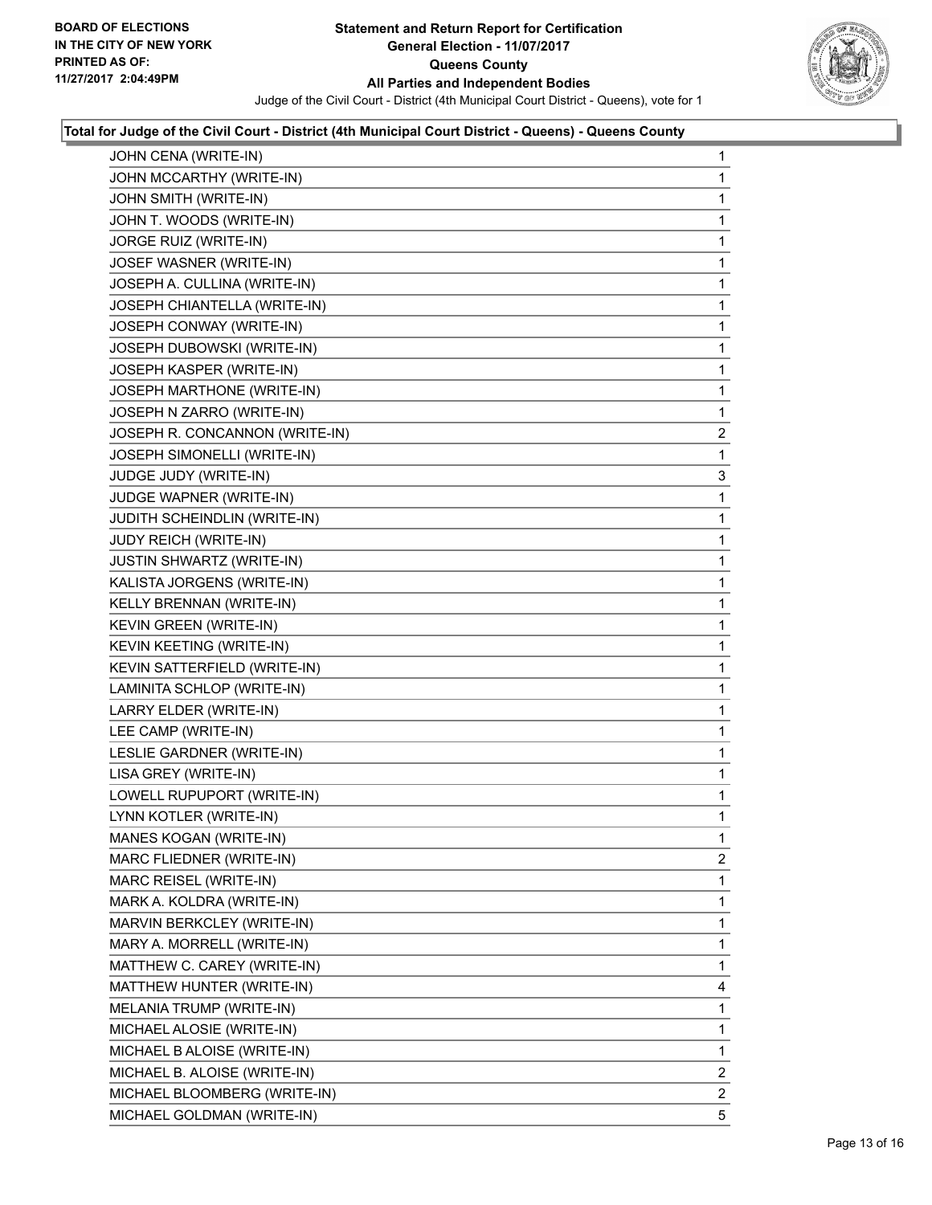**Total for Judge of the Civil Court - District (4th Municipal Court District - Queens) - Queens County**

| | |
|---|---|
| JOHN CENA (WRITE-IN) | 1 |
| JOHN MCCARTHY (WRITE-IN) | 1 |
| JOHN SMITH (WRITE-IN) | 1 |
| JOHN T. WOODS (WRITE-IN) | 1 |
| JORGE RUIZ (WRITE-IN) | 1 |
| JOSEF WASNER (WRITE-IN) | 1 |
| JOSEPH A. CULLINA (WRITE-IN) | 1 |
| JOSEPH CHIANTELLA (WRITE-IN) | 1 |
| JOSEPH CONWAY (WRITE-IN) | 1 |
| JOSEPH DUBOWSKI (WRITE-IN) | 1 |
| JOSEPH KASPER (WRITE-IN) | 1 |
| JOSEPH MARTHONE (WRITE-IN) | 1 |
| JOSEPH N ZARRO (WRITE-IN) | 1 |
| JOSEPH R. CONCANNON (WRITE-IN) | 2 |
| JOSEPH SIMONELLI (WRITE-IN) | 1 |
| JUDGE JUDY (WRITE-IN) | 3 |
| JUDGE WAPNER (WRITE-IN) | 1 |
| JUDITH SCHEINDLIN (WRITE-IN) | 1 |
| JUDY REICH (WRITE-IN) | 1 |
| JUSTIN SHWARTZ (WRITE-IN) | 1 |
| KALISTA JORGENS (WRITE-IN) | 1 |
| KELLY BRENNAN (WRITE-IN) | 1 |
| KEVIN GREEN (WRITE-IN) | 1 |
| KEVIN KEETING (WRITE-IN) | 1 |
| KEVIN SATTERFIELD (WRITE-IN) | 1 |
| LAMINITA SCHLOP (WRITE-IN) | 1 |
| LARRY ELDER (WRITE-IN) | 1 |
| LEE CAMP (WRITE-IN) | 1 |
| LESLIE GARDNER (WRITE-IN) | 1 |
| LISA GREY (WRITE-IN) | 1 |
| LOWELL RUPUPORT (WRITE-IN) | 1 |
| LYNN KOTLER (WRITE-IN) | 1 |
| MANES KOGAN (WRITE-IN) | 1 |
| MARC FLIEDNER (WRITE-IN) | 2 |
| MARC REISEL (WRITE-IN) | 1 |
| MARK A. KOLDRA (WRITE-IN) | 1 |
| MARVIN BERKCLEY (WRITE-IN) | 1 |
| MARY A. MORRELL (WRITE-IN) | 1 |
| MATTHEW C. CAREY (WRITE-IN) | 1 |
| MATTHEW HUNTER (WRITE-IN) | 4 |
| MELANIA TRUMP (WRITE-IN) | 1 |
| MICHAEL ALOSIE (WRITE-IN) | 1 |
| MICHAEL B ALOISE (WRITE-IN) | 1 |
| MICHAEL B. ALOISE (WRITE-IN) | 2 |
| MICHAEL BLOOMBERG (WRITE-IN) | 2 |
| MICHAEL GOLDMAN (WRITE-IN) | 5 |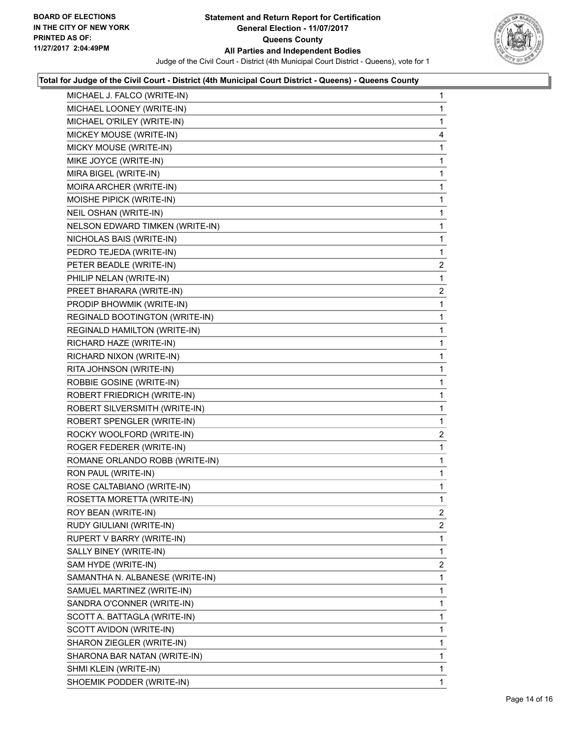**Statement and Return Report for Certification**
**General Election - 11/07/2017**
**Queens County**
**All Parties and Independent Bodies**
Judge of the Civil Court - District (4th Municipal Court District - Queens), vote for 1

BOARD OF ELECTIONS
IN THE CITY OF NEW YORK
PRINTED AS OF:
11/27/2017 2:04:49PM

### Total for Judge of the Civil Court - District (4th Municipal Court District - Queens) - Queens County

| Candidate | Votes |
|---|---|
| MICHAEL J. FALCO (WRITE-IN) | 1 |
| MICHAEL LOONEY (WRITE-IN) | 1 |
| MICHAEL O'RILEY (WRITE-IN) | 1 |
| MICKEY MOUSE (WRITE-IN) | 4 |
| MICKY MOUSE (WRITE-IN) | 1 |
| MIKE JOYCE (WRITE-IN) | 1 |
| MIRA BIGEL (WRITE-IN) | 1 |
| MOIRA ARCHER (WRITE-IN) | 1 |
| MOISHE PIPICK (WRITE-IN) | 1 |
| NEIL OSHAN (WRITE-IN) | 1 |
| NELSON EDWARD TIMKEN (WRITE-IN) | 1 |
| NICHOLAS BAIS (WRITE-IN) | 1 |
| PEDRO TEJEDA (WRITE-IN) | 1 |
| PETER BEADLE (WRITE-IN) | 2 |
| PHILIP NELAN (WRITE-IN) | 1 |
| PREET BHARARA (WRITE-IN) | 2 |
| PRODIP BHOWMIK (WRITE-IN) | 1 |
| REGINALD BOOTINGTON (WRITE-IN) | 1 |
| REGINALD HAMILTON (WRITE-IN) | 1 |
| RICHARD HAZE (WRITE-IN) | 1 |
| RICHARD NIXON (WRITE-IN) | 1 |
| RITA JOHNSON (WRITE-IN) | 1 |
| ROBBIE GOSINE (WRITE-IN) | 1 |
| ROBERT FRIEDRICH (WRITE-IN) | 1 |
| ROBERT SILVERSMITH (WRITE-IN) | 1 |
| ROBERT SPENGLER (WRITE-IN) | 1 |
| ROCKY WOOLFORD (WRITE-IN) | 2 |
| ROGER FEDERER (WRITE-IN) | 1 |
| ROMANE ORLANDO ROBB (WRITE-IN) | 1 |
| RON PAUL (WRITE-IN) | 1 |
| ROSE CALTABIANO (WRITE-IN) | 1 |
| ROSETTA MORETTA (WRITE-IN) | 1 |
| ROY BEAN (WRITE-IN) | 2 |
| RUDY GIULIANI (WRITE-IN) | 2 |
| RUPERT V BARRY (WRITE-IN) | 1 |
| SALLY BINEY (WRITE-IN) | 1 |
| SAM HYDE (WRITE-IN) | 2 |
| SAMANTHA N. ALBANESE (WRITE-IN) | 1 |
| SAMUEL MARTINEZ (WRITE-IN) | 1 |
| SANDRA O'CONNER (WRITE-IN) | 1 |
| SCOTT A. BATTAGLA (WRITE-IN) | 1 |
| SCOTT AVIDON (WRITE-IN) | 1 |
| SHARON ZIEGLER (WRITE-IN) | 1 |
| SHARONA BAR NATAN (WRITE-IN) | 1 |
| SHMI KLEIN (WRITE-IN) | 1 |
| SHOEMIK PODDER (WRITE-IN) | 1 |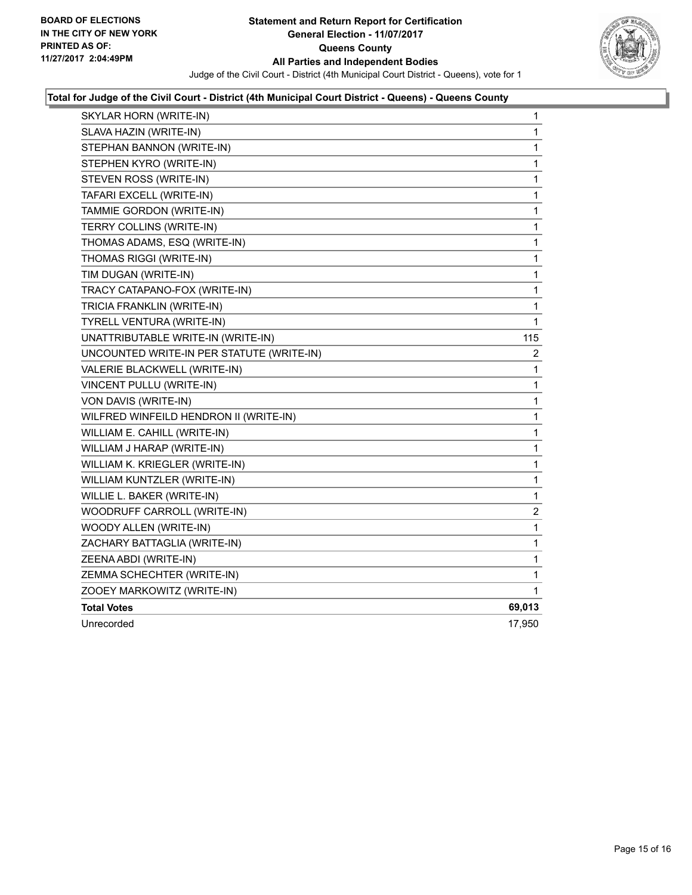**BOARD OF ELECTIONS IN THE CITY OF NEW YORK PRINTED AS OF: 11/27/2017 2:04:49PM**

**Statement and Return Report for Certification**
**General Election - 11/07/2017**
**Queens County**
**All Parties and Independent Bodies**
Judge of the Civil Court - District (4th Municipal Court District - Queens), vote for 1

**Total for Judge of the Civil Court - District (4th Municipal Court District - Queens) - Queens County**

| | |
|---|---|
| SKYLAR HORN (WRITE-IN) | 1 |
| SLAVA HAZIN (WRITE-IN) | 1 |
| STEPHAN BANNON (WRITE-IN) | 1 |
| STEPHEN KYRO (WRITE-IN) | 1 |
| STEVEN ROSS (WRITE-IN) | 1 |
| TAFARI EXCELL (WRITE-IN) | 1 |
| TAMMIE GORDON (WRITE-IN) | 1 |
| TERRY COLLINS (WRITE-IN) | 1 |
| THOMAS ADAMS, ESQ (WRITE-IN) | 1 |
| THOMAS RIGGI (WRITE-IN) | 1 |
| TIM DUGAN (WRITE-IN) | 1 |
| TRACY CATAPANO-FOX (WRITE-IN) | 1 |
| TRICIA FRANKLIN (WRITE-IN) | 1 |
| TYRELL VENTURA (WRITE-IN) | 1 |
| UNATTRIBUTABLE WRITE-IN (WRITE-IN) | 115 |
| UNCOUNTED WRITE-IN PER STATUTE (WRITE-IN) | 2 |
| VALERIE BLACKWELL (WRITE-IN) | 1 |
| VINCENT PULLU (WRITE-IN) | 1 |
| VON DAVIS (WRITE-IN) | 1 |
| WILFRED WINFEILD HENDRON II (WRITE-IN) | 1 |
| WILLIAM E. CAHILL (WRITE-IN) | 1 |
| WILLIAM J HARAP (WRITE-IN) | 1 |
| WILLIAM K. KRIEGLER (WRITE-IN) | 1 |
| WILLIAM KUNTZLER (WRITE-IN) | 1 |
| WILLIE L. BAKER (WRITE-IN) | 1 |
| WOODRUFF CARROLL (WRITE-IN) | 2 |
| WOODY ALLEN (WRITE-IN) | 1 |
| ZACHARY BATTAGLIA (WRITE-IN) | 1 |
| ZEENA ABDI (WRITE-IN) | 1 |
| ZEMMA SCHECHTER (WRITE-IN) | 1 |
| ZOOEY MARKOWITZ (WRITE-IN) | 1 |
| **Total Votes** | **69,013** |
| Unrecorded | 17,950 |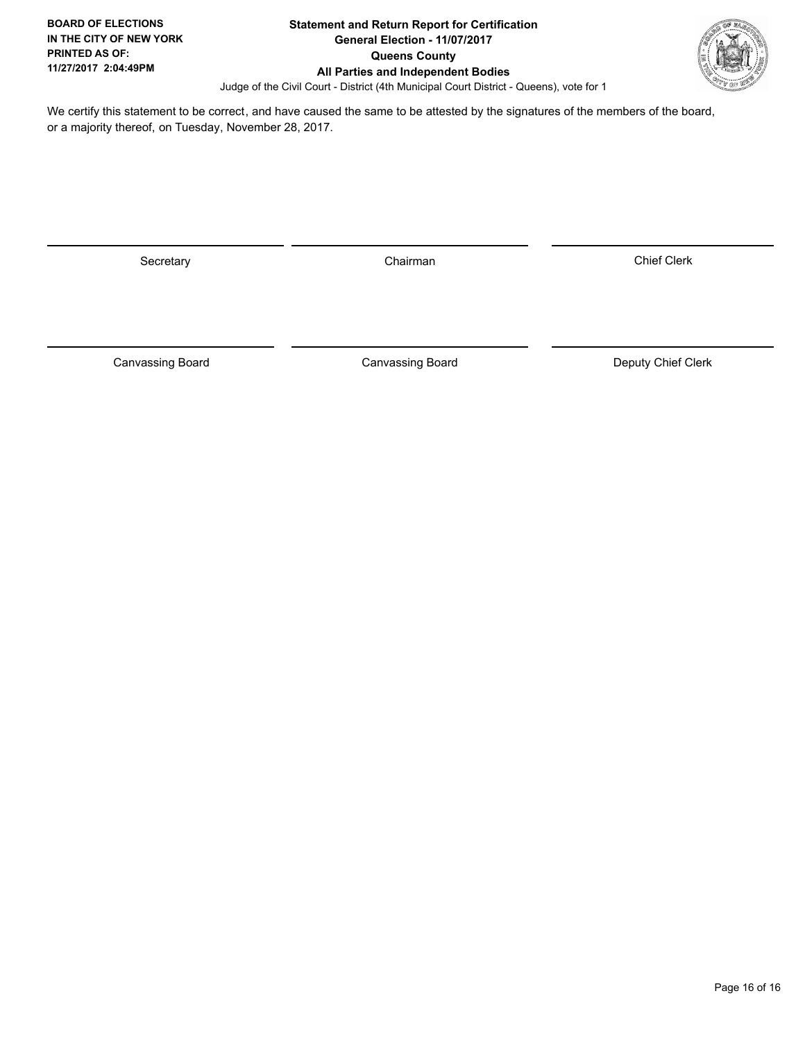We certify this statement to be correct, and have caused the same to be attested by the signatures of the members of the board, or a majority thereof, on Tuesday, November 28, 2017.

| | | |
|---|---|---|
| Secretary | Chairman | Chief Clerk |
| Canvassing Board | Canvassing Board | Deputy Chief Clerk |